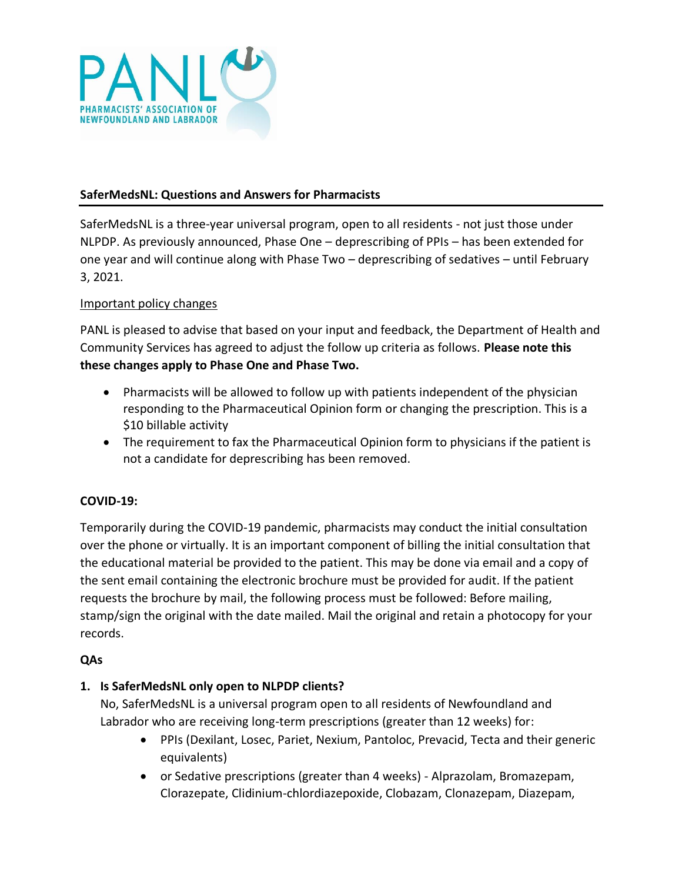PANL

PHARMACISTS' ASSOCIATION OF NEWFOUNDLAND AND LABRADOR

## SaferMedsNL: Questions and Answers for Pharmacists

SaferMedsNL is a three-year universal program, open to all residents - not just those under NLPDP. As previously announced, Phase One – deprescribing of PPIs – has been extended for one year and will continue along with Phase Two – deprescribing of sedatives – until February 3, 2021.

Important policy changes

PANL is pleased to advise that based on your input and feedback, the Department of Health and Community Services has agreed to adjust the follow up criteria as follows. **Please note this these changes apply to Phase One and Phase Two.**

- Pharmacists will be allowed to follow up with patients independent of the physician responding to the Pharmaceutical Opinion form or changing the prescription. This is a $10 billable activity
- The requirement to fax the Pharmaceutical Opinion form to physicians if the patient is not a candidate for deprescribing has been removed.

### COVID-19:

Temporarily during the COVID-19 pandemic, pharmacists may conduct the initial consultation over the phone or virtually. It is an important component of billing the initial consultation that the educational material be provided to the patient. This may be done via email and a copy of the sent email containing the electronic brochure must be provided for audit. If the patient requests the brochure by mail, the following process must be followed: Before mailing, stamp/sign the original with the date mailed. Mail the original and retain a photocopy for your records.

### QAs

1. **Is SaferMedsNL only open to NLPDP clients?**
   No, SaferMedsNL is a universal program open to all residents of Newfoundland and Labrador who are receiving long-term prescriptions (greater than 12 weeks) for:
   - PPIs (Dexilant, Losec, Pariet, Nexium, Pantoloc, Prevacid, Tecta and their generic equivalents)
   - or Sedative prescriptions (greater than 4 weeks) - Alprazolam, Bromazepam, Clorazepate, Clidinium-chlordiazepoxide, Clobazam, Clonazepam, Diazepam,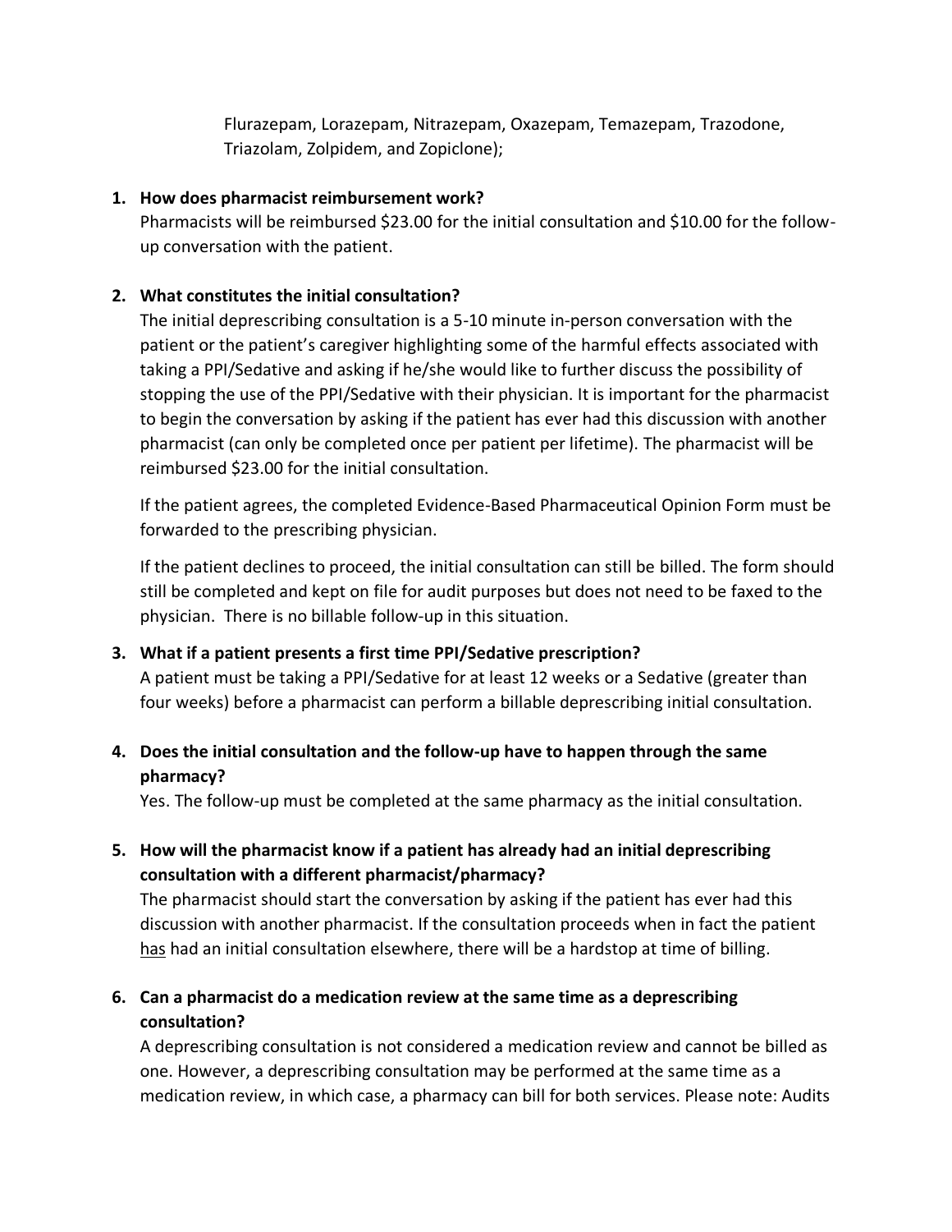Flurazepam, Lorazepam, Nitrazepam, Oxazepam, Temazepam, Trazodone, Triazolam, Zolpidem, and Zopiclone);

1. **How does pharmacist reimbursement work?**

   Pharmacists will be reimbursed $23.00 for the initial consultation and $10.00 for the follow-up conversation with the patient.

2. **What constitutes the initial consultation?**

   The initial deprescribing consultation is a 5-10 minute in-person conversation with the patient or the patient's caregiver highlighting some of the harmful effects associated with taking a PPI/Sedative and asking if he/she would like to further discuss the possibility of stopping the use of the PPI/Sedative with their physician. It is important for the pharmacist to begin the conversation by asking if the patient has ever had this discussion with another pharmacist (can only be completed once per patient per lifetime). The pharmacist will be reimbursed $23.00 for the initial consultation.

   If the patient agrees, the completed Evidence-Based Pharmaceutical Opinion Form must be forwarded to the prescribing physician.

   If the patient declines to proceed, the initial consultation can still be billed. The form should still be completed and kept on file for audit purposes but does not need to be faxed to the physician. There is no billable follow-up in this situation.

3. **What if a patient presents a first time PPI/Sedative prescription?**

   A patient must be taking a PPI/Sedative for at least 12 weeks or a Sedative (greater than four weeks) before a pharmacist can perform a billable deprescribing initial consultation.

4. **Does the initial consultation and the follow-up have to happen through the same pharmacy?**

   Yes. The follow-up must be completed at the same pharmacy as the initial consultation.

5. **How will the pharmacist know if a patient has already had an initial deprescribing consultation with a different pharmacist/pharmacy?**

   The pharmacist should start the conversation by asking if the patient has ever had this discussion with another pharmacist. If the consultation proceeds when in fact the patient <u>has</u> had an initial consultation elsewhere, there will be a hardstop at time of billing.

6. **Can a pharmacist do a medication review at the same time as a deprescribing consultation?**

   A deprescribing consultation is not considered a medication review and cannot be billed as one. However, a deprescribing consultation may be performed at the same time as a medication review, in which case, a pharmacy can bill for both services. Please note: Audits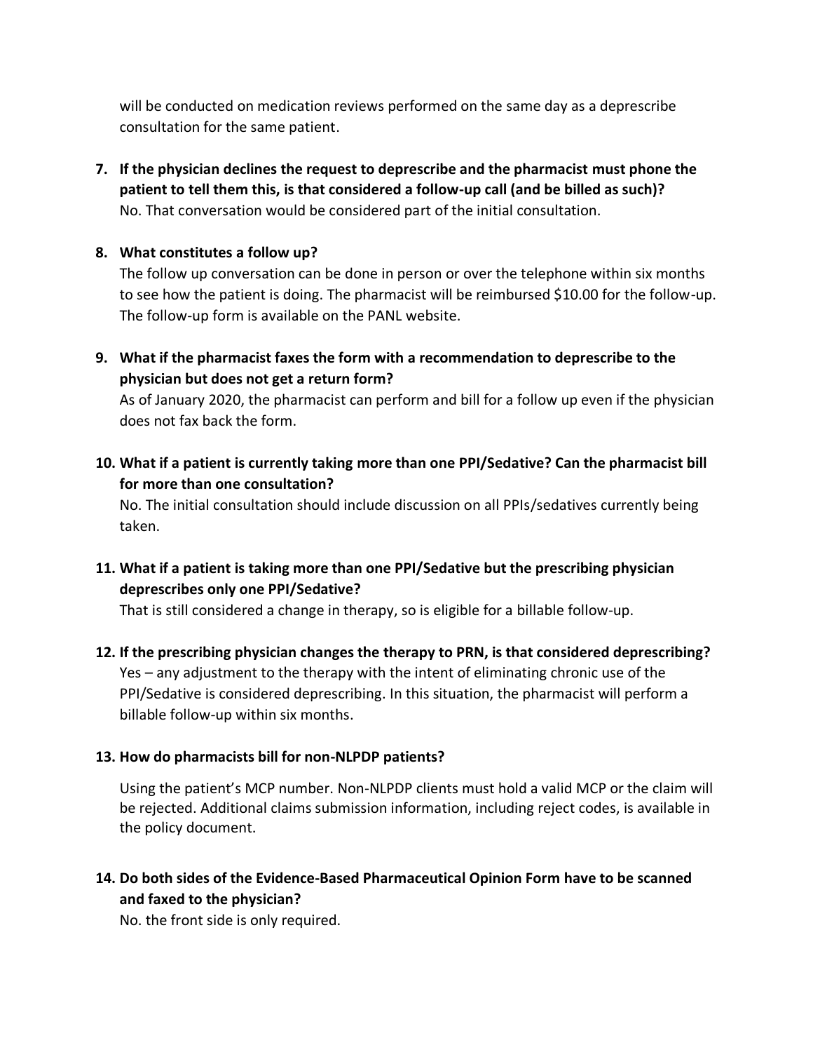will be conducted on medication reviews performed on the same day as a deprescribe consultation for the same patient.

7. **If the physician declines the request to deprescribe and the pharmacist must phone the patient to tell them this, is that considered a follow-up call (and be billed as such)?**
   No. That conversation would be considered part of the initial consultation.

8. **What constitutes a follow up?**
   The follow up conversation can be done in person or over the telephone within six months to see how the patient is doing. The pharmacist will be reimbursed $10.00 for the follow-up. The follow-up form is available on the PANL website.

9. **What if the pharmacist faxes the form with a recommendation to deprescribe to the physician but does not get a return form?**
   As of January 2020, the pharmacist can perform and bill for a follow up even if the physician does not fax back the form.

10. **What if a patient is currently taking more than one PPI/Sedative? Can the pharmacist bill for more than one consultation?**
    No. The initial consultation should include discussion on all PPIs/sedatives currently being taken.

11. **What if a patient is taking more than one PPI/Sedative but the prescribing physician deprescribes only one PPI/Sedative?**
    That is still considered a change in therapy, so is eligible for a billable follow-up.

12. **If the prescribing physician changes the therapy to PRN, is that considered deprescribing?**
    Yes – any adjustment to the therapy with the intent of eliminating chronic use of the PPI/Sedative is considered deprescribing. In this situation, the pharmacist will perform a billable follow-up within six months.

13. **How do pharmacists bill for non-NLPDP patients?**

    Using the patient's MCP number. Non-NLPDP clients must hold a valid MCP or the claim will be rejected. Additional claims submission information, including reject codes, is available in the policy document.

14. **Do both sides of the Evidence-Based Pharmaceutical Opinion Form have to be scanned and faxed to the physician?**
    No. the front side is only required.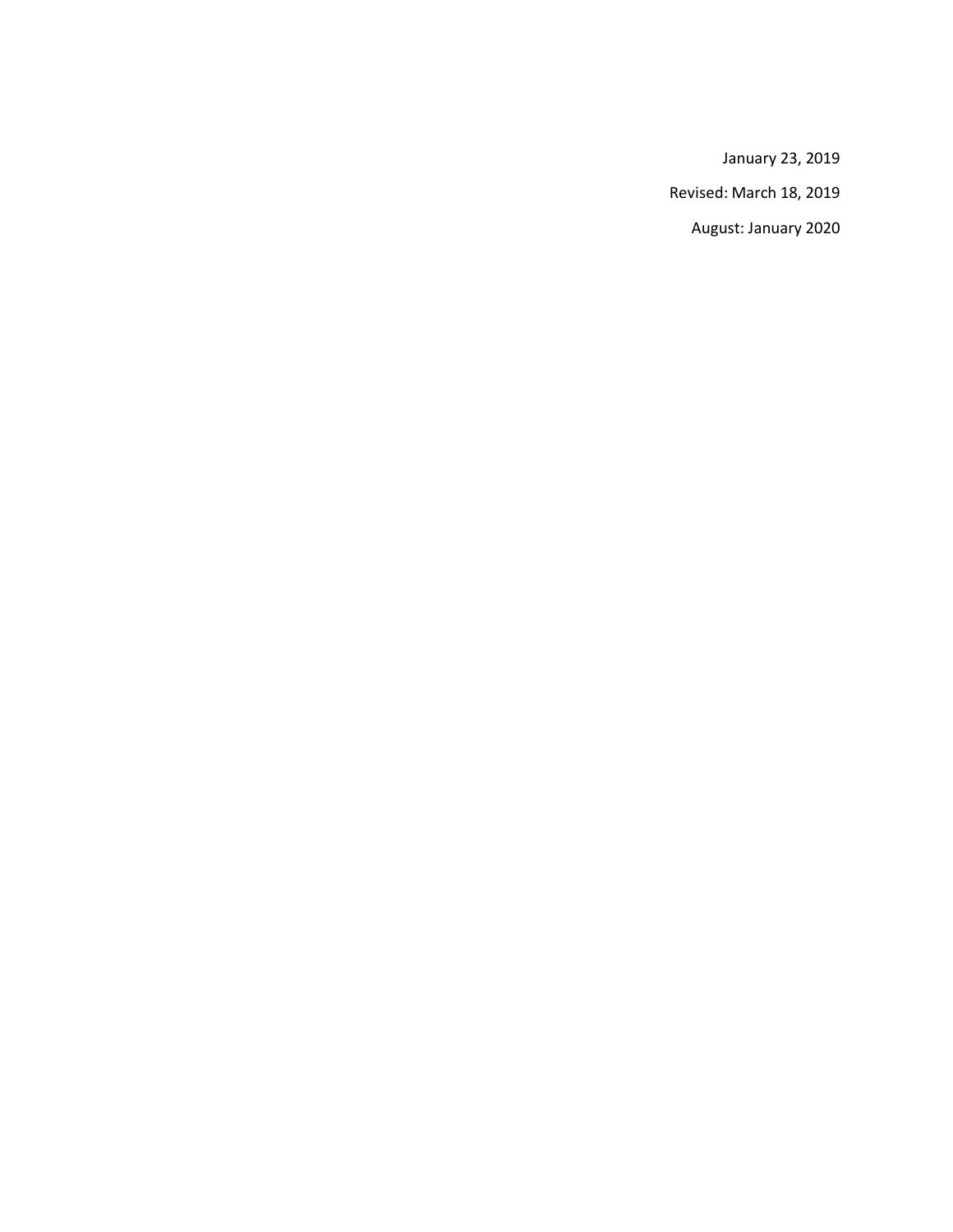January 23, 2019

Revised: March 18, 2019

August: January 2020